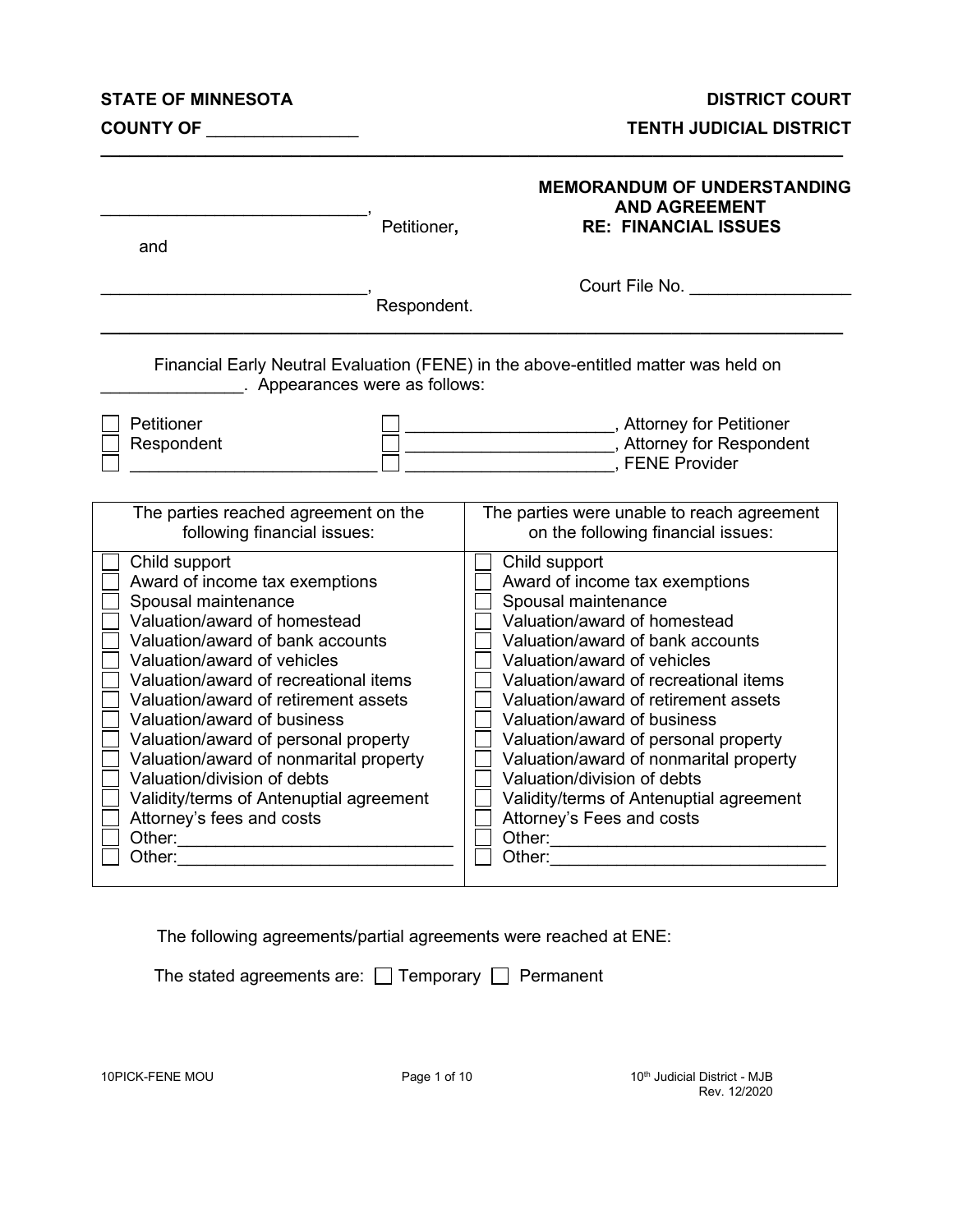**STATE OF MINNESOTA** **DISTRICT COURT**

**COUNTY OF \_\_\_\_\_\_\_\_\_\_\_\_\_\_\_\_** **TENTH JUDICIAL DISTRICT**

---

\_\_\_\_\_\_\_\_\_\_\_\_\_\_\_\_\_\_\_\_\_\_\_\_\_\_\_\_, Petitioner,

and

\_\_\_\_\_\_\_\_\_\_\_\_\_\_\_\_\_\_\_\_\_\_\_\_\_\_\_\_, Respondent.

**MEMORANDUM OF UNDERSTANDING AND AGREEMENT RE: FINANCIAL ISSUES**

Court File No. \_\_\_\_\_\_\_\_\_\_\_\_\_\_\_\_\_

---

Financial Early Neutral Evaluation (FENE) in the above-entitled matter was held on \_\_\_\_\_\_\_\_\_\_\_\_\_\_\_. Appearances were as follows:

- ☐ Petitioner
- ☐ Respondent
- ☐ \_\_\_\_\_\_\_\_\_\_\_\_\_\_\_\_\_\_\_\_\_\_\_\_\_\_
- ☐ \_\_\_\_\_\_\_\_\_\_\_\_\_\_\_\_\_\_\_\_\_\_, Attorney for Petitioner
- ☐ \_\_\_\_\_\_\_\_\_\_\_\_\_\_\_\_\_\_\_\_\_\_, Attorney for Respondent
- ☐ \_\_\_\_\_\_\_\_\_\_\_\_\_\_\_\_\_\_\_\_\_\_, FENE Provider

| The parties reached agreement on the following financial issues: | The parties were unable to reach agreement on the following financial issues: |
|---|---|
| ☐ Child support | ☐ Child support |
| ☐ Award of income tax exemptions | ☐ Award of income tax exemptions |
| ☐ Spousal maintenance | ☐ Spousal maintenance |
| ☐ Valuation/award of homestead | ☐ Valuation/award of homestead |
| ☐ Valuation/award of bank accounts | ☐ Valuation/award of bank accounts |
| ☐ Valuation/award of vehicles | ☐ Valuation/award of vehicles |
| ☐ Valuation/award of recreational items | ☐ Valuation/award of recreational items |
| ☐ Valuation/award of retirement assets | ☐ Valuation/award of retirement assets |
| ☐ Valuation/award of business | ☐ Valuation/award of business |
| ☐ Valuation/award of personal property | ☐ Valuation/award of personal property |
| ☐ Valuation/award of nonmarital property | ☐ Valuation/award of nonmarital property |
| ☐ Valuation/division of debts | ☐ Valuation/division of debts |
| ☐ Validity/terms of Antenuptial agreement | ☐ Validity/terms of Antenuptial agreement |
| ☐ Attorney's fees and costs | ☐ Attorney's Fees and costs |
| ☐ Other:\_\_\_\_\_\_\_\_\_\_\_\_\_\_\_\_\_\_\_\_\_\_\_\_\_\_\_\_ | ☐ Other:\_\_\_\_\_\_\_\_\_\_\_\_\_\_\_\_\_\_\_\_\_\_\_\_\_\_\_\_ |
| ☐ Other:\_\_\_\_\_\_\_\_\_\_\_\_\_\_\_\_\_\_\_\_\_\_\_\_\_\_\_\_ | ☐ Other:\_\_\_\_\_\_\_\_\_\_\_\_\_\_\_\_\_\_\_\_\_\_\_\_\_\_\_\_ |

The following agreements/partial agreements were reached at ENE:

The stated agreements are: ☐ Temporary ☐ Permanent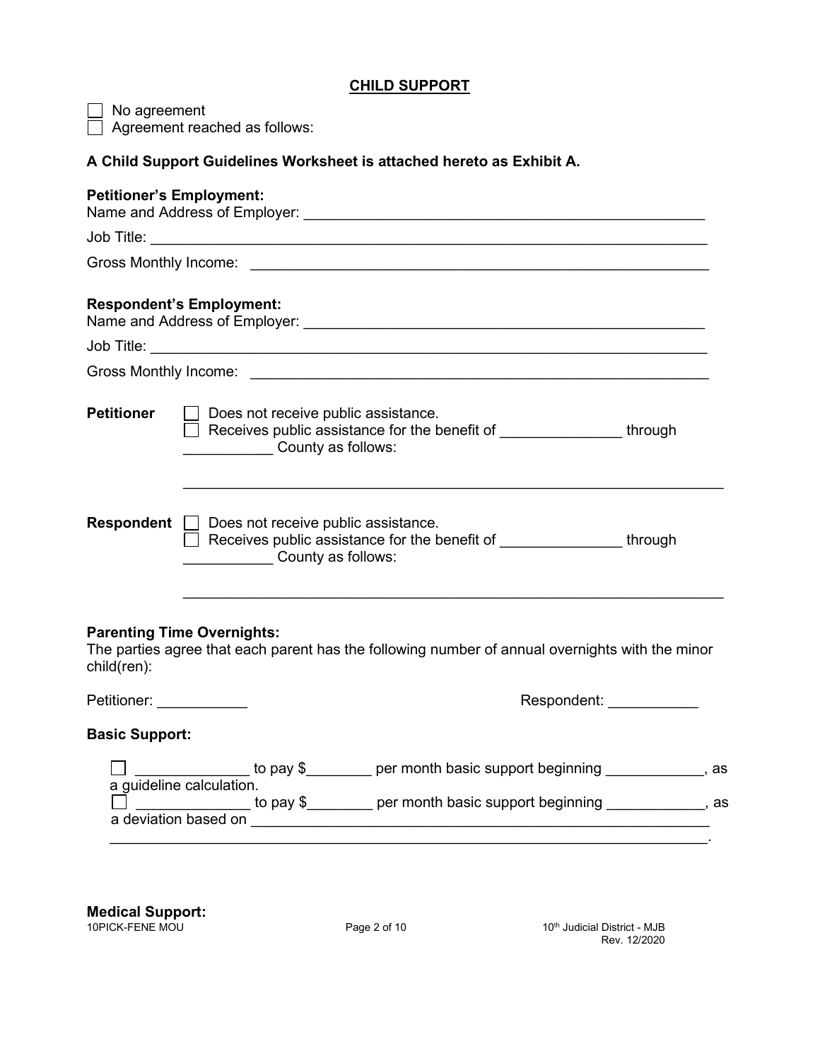## CHILD SUPPORT

☐ No agreement
☐ Agreement reached as follows:

**A Child Support Guidelines Worksheet is attached hereto as Exhibit A.**

**Petitioner's Employment:**
Name and Address of Employer: ____________________________________________________

Job Title: ______________________________________________________________________

Gross Monthly Income: __________________________________________________________

**Respondent's Employment:**
Name and Address of Employer: ____________________________________________________

Job Title: ______________________________________________________________________

Gross Monthly Income: __________________________________________________________

**Petitioner** ☐ Does not receive public assistance.
☐ Receives public assistance for the benefit of _______________ through ___________ County as follows:

_________________________________________________________________

**Respondent** ☐ Does not receive public assistance.
☐ Receives public assistance for the benefit of _______________ through ___________ County as follows:

_________________________________________________________________

**Parenting Time Overnights:**
The parties agree that each parent has the following number of annual overnights with the minor child(ren):

Petitioner: ___________ Respondent: ___________

**Basic Support:**

☐ ______________ to pay $________ per month basic support beginning ____________, as a guideline calculation.
☐ ______________ to pay $________ per month basic support beginning ____________, as a deviation based on ________________________________________________________________
__________________________________________________________________________.

**Medical Support:**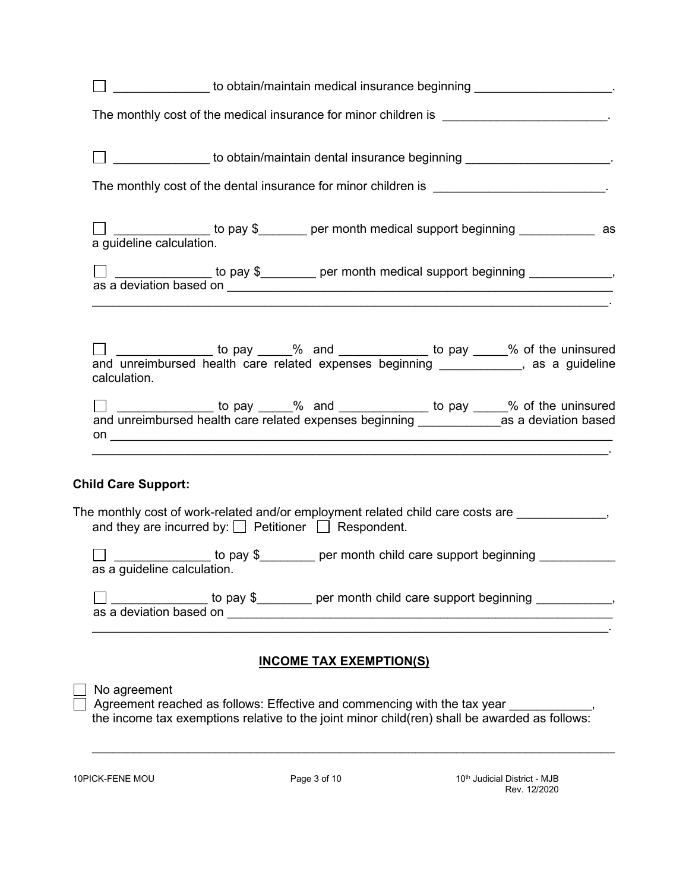☐ ______________ to obtain/maintain medical insurance beginning ____________________.

The monthly cost of the medical insurance for minor children is ________________________.

☐ ______________ to obtain/maintain dental insurance beginning _____________________.

The monthly cost of the dental insurance for minor children is _________________________.

☐ ______________ to pay $_______ per month medical support beginning ___________ as a guideline calculation.

☐ ______________ to pay $________ per month medical support beginning ____________, as a deviation based on ____________________________________________________________
_________________________________________________________________________.

☐ ______________ to pay _____% and _____________ to pay _____% of the uninsured and unreimbursed health care related expenses beginning ____________, as a guideline calculation.

☐ ______________ to pay _____% and _____________ to pay _____% of the uninsured and unreimbursed health care related expenses beginning ____________as a deviation based on _________________________________________________________________________
_________________________________________________________________________.

**Child Care Support:**

The monthly cost of work-related and/or employment related child care costs are _____________, and they are incurred by: ☐ Petitioner ☐ Respondent.

☐ ______________ to pay $________ per month child care support beginning ___________ as a guideline calculation.

☐ ______________ to pay $________ per month child care support beginning ___________, as a deviation based on ____________________________________________________________
_________________________________________________________________________.

## INCOME TAX EXEMPTION(S)

☐ No agreement
☐ Agreement reached as follows: Effective and commencing with the tax year ____________, the income tax exemptions relative to the joint minor child(ren) shall be awarded as follows:

_________________________________________________________________________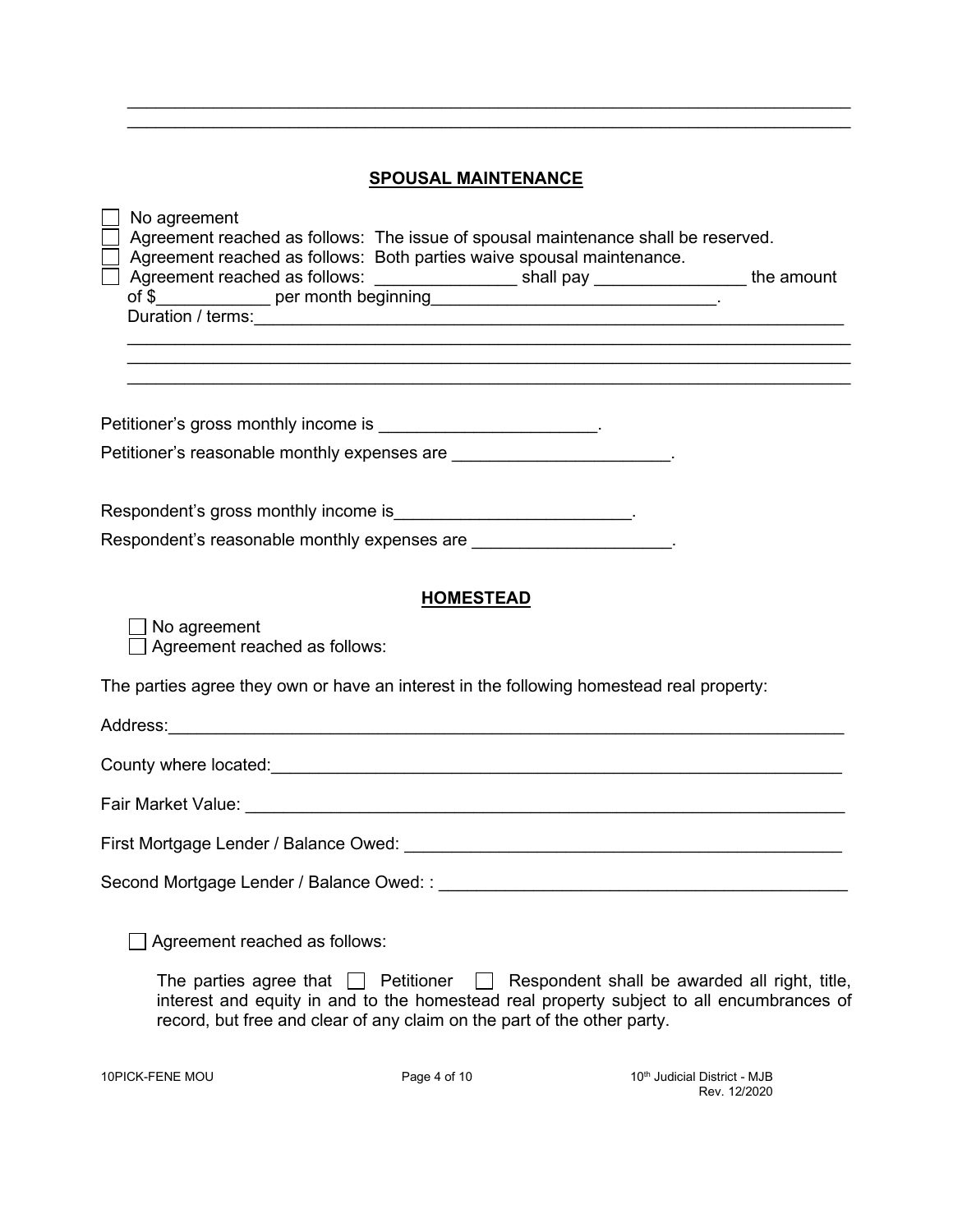\_\_\_\_\_\_\_\_\_\_\_\_\_\_\_\_\_\_\_\_\_\_\_\_\_\_\_\_\_\_\_\_\_\_\_\_\_\_\_\_\_\_\_\_\_\_\_\_\_\_\_\_\_\_\_\_\_\_\_\_\_\_\_\_\_\_\_\_\_\_\_\_
\_\_\_\_\_\_\_\_\_\_\_\_\_\_\_\_\_\_\_\_\_\_\_\_\_\_\_\_\_\_\_\_\_\_\_\_\_\_\_\_\_\_\_\_\_\_\_\_\_\_\_\_\_\_\_\_\_\_\_\_\_\_\_\_\_\_\_\_\_\_\_\_

## SPOUSAL MAINTENANCE

☐ No agreement
☐ Agreement reached as follows: The issue of spousal maintenance shall be reserved.
☐ Agreement reached as follows: Both parties waive spousal maintenance.
☐ Agreement reached as follows: _______________ shall pay ________________ the amount of $____________ per month beginning______________________________.
Duration / terms:_________________________________________________________________
_________________________________________________________________________
_________________________________________________________________________
_________________________________________________________________________

Petitioner's gross monthly income is _______________________.

Petitioner's reasonable monthly expenses are _______________________.

Respondent's gross monthly income is_________________________.

Respondent's reasonable monthly expenses are _____________________.

## HOMESTEAD

☐ No agreement
☐ Agreement reached as follows:

The parties agree they own or have an interest in the following homestead real property:

Address:_________________________________________________________________________

County where located:_______________________________________________________________

Fair Market Value: _________________________________________________________________

First Mortgage Lender / Balance Owed: _______________________________________________

Second Mortgage Lender / Balance Owed: : ____________________________________________

☐ Agreement reached as follows:

The parties agree that ☐ Petitioner ☐ Respondent shall be awarded all right, title, interest and equity in and to the homestead real property subject to all encumbrances of record, but free and clear of any claim on the part of the other party.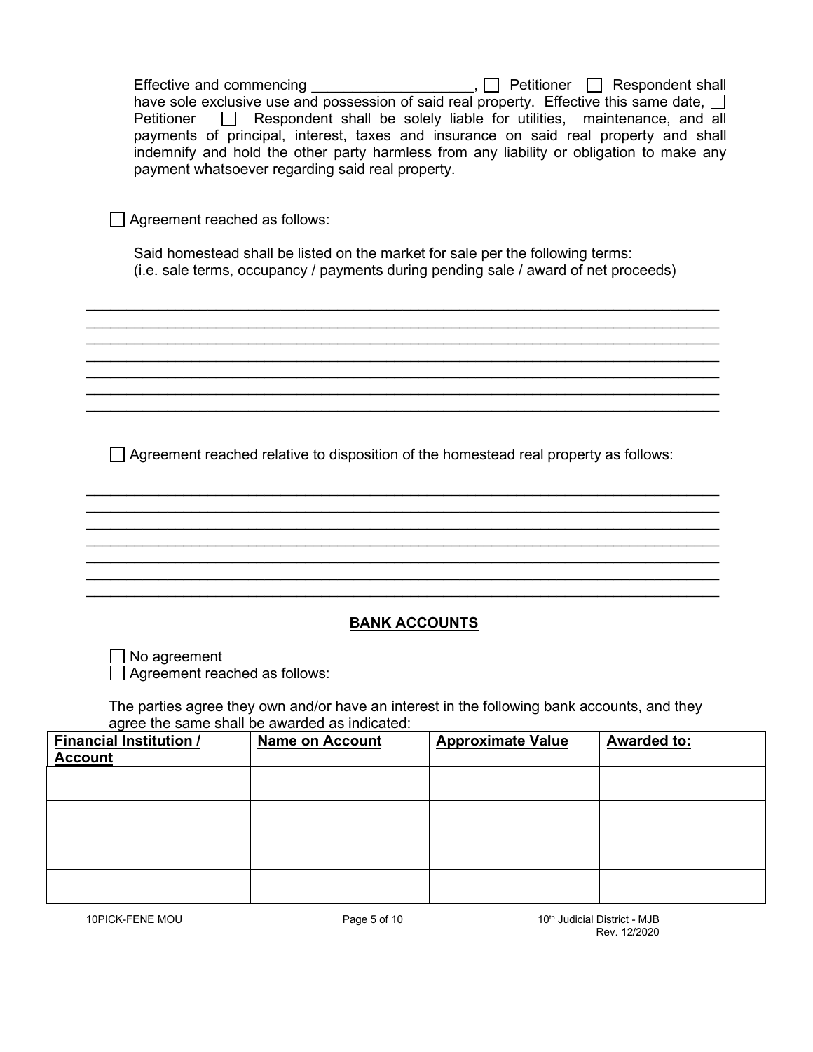Effective and commencing ____________________, ☐ Petitioner ☐ Respondent shall have sole exclusive use and possession of said real property. Effective this same date, ☐ Petitioner ☐ Respondent shall be solely liable for utilities, maintenance, and all payments of principal, interest, taxes and insurance on said real property and shall indemnify and hold the other party harmless from any liability or obligation to make any payment whatsoever regarding said real property.

☐ Agreement reached as follows:

Said homestead shall be listed on the market for sale per the following terms:
(i.e. sale terms, occupancy / payments during pending sale / award of net proceeds)

______________________________________________________________________________
______________________________________________________________________________
______________________________________________________________________________
______________________________________________________________________________
______________________________________________________________________________
______________________________________________________________________________
______________________________________________________________________________

☐ Agreement reached relative to disposition of the homestead real property as follows:

______________________________________________________________________________
______________________________________________________________________________
______________________________________________________________________________
______________________________________________________________________________
______________________________________________________________________________
______________________________________________________________________________
______________________________________________________________________________

## BANK ACCOUNTS

☐ No agreement
☐ Agreement reached as follows:

The parties agree they own and/or have an interest in the following bank accounts, and they agree the same shall be awarded as indicated:

| Financial Institution / Account | Name on Account | Approximate Value | Awarded to: |
|---|---|---|---|
| | | | |
| | | | |
| | | | |
| | | | |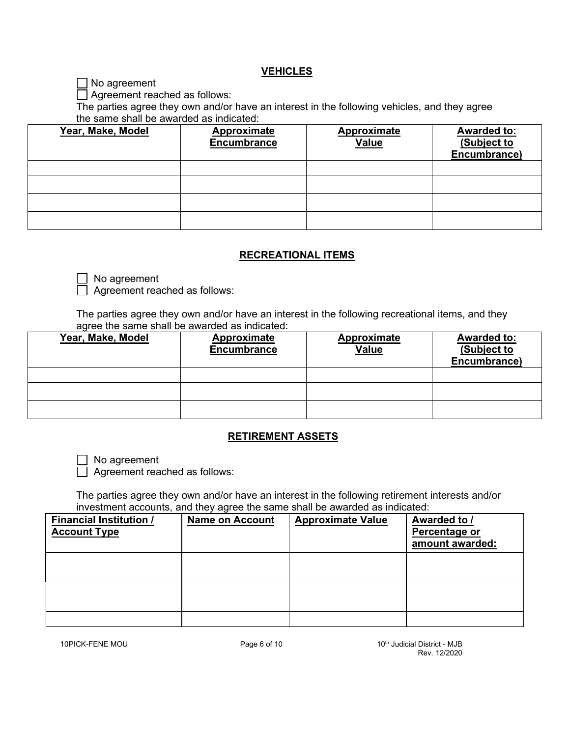## VEHICLES

☐ No agreement
☐ Agreement reached as follows:

The parties agree they own and/or have an interest in the following vehicles, and they agree the same shall be awarded as indicated:

| Year, Make, Model | Approximate Encumbrance | Approximate Value | Awarded to: (Subject to Encumbrance) |
|---|---|---|---|
| | | | |
| | | | |
| | | | |
| | | | |

## RECREATIONAL ITEMS

☐ No agreement
☐ Agreement reached as follows:

The parties agree they own and/or have an interest in the following recreational items, and they agree the same shall be awarded as indicated:

| Year, Make, Model | Approximate Encumbrance | Approximate Value | Awarded to: (Subject to Encumbrance) |
|---|---|---|---|
| | | | |
| | | | |
| | | | |

## RETIREMENT ASSETS

☐ No agreement
☐ Agreement reached as follows:

The parties agree they own and/or have an interest in the following retirement interests and/or investment accounts, and they agree the same shall be awarded as indicated:

| Financial Institution / Account Type | Name on Account | Approximate Value | Awarded to / Percentage or amount awarded: |
|---|---|---|---|
| | | | |
| | | | |
| | | | |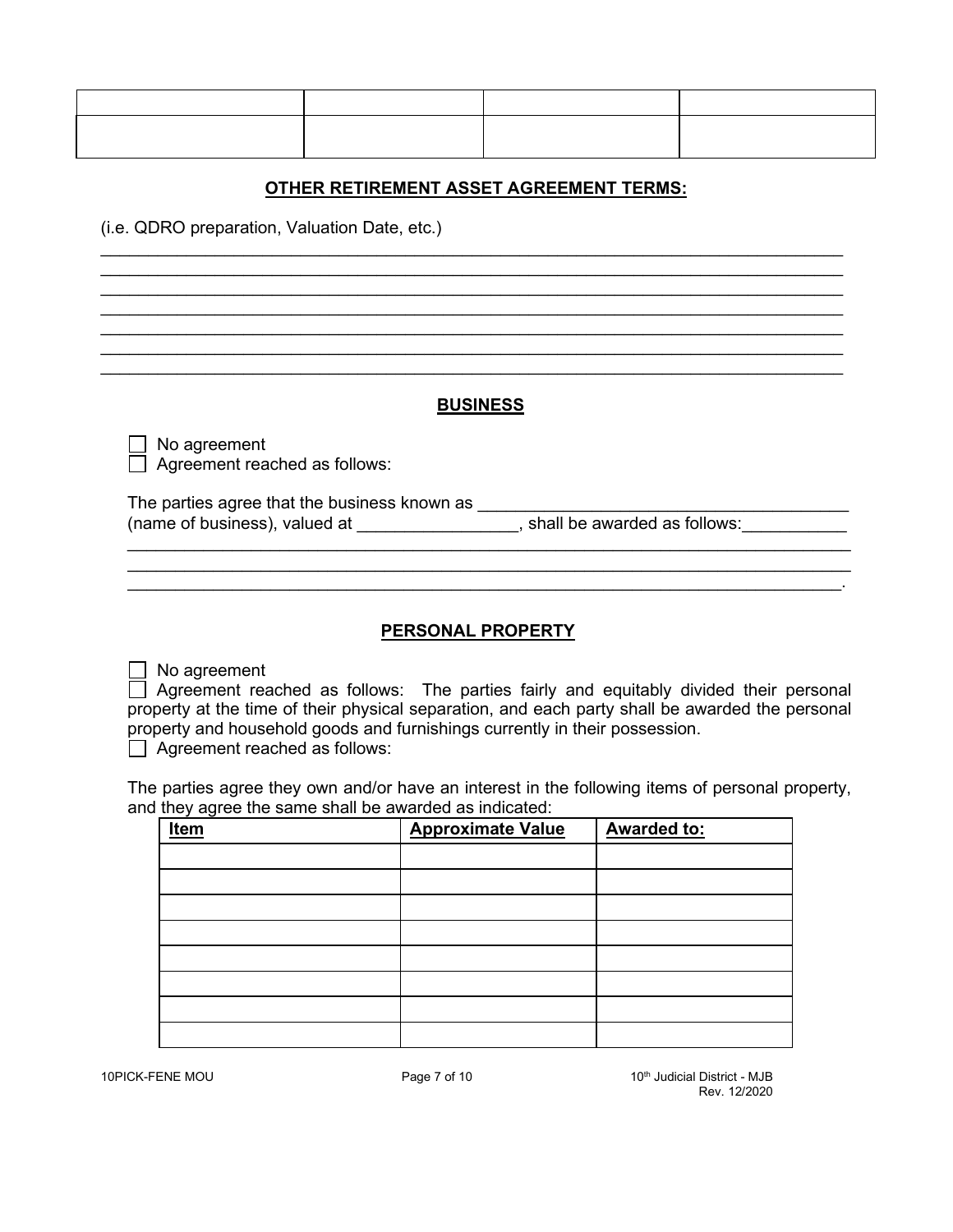| | | | |
|---|---|---|---|
| | | | |

**OTHER RETIREMENT ASSET AGREEMENT TERMS:**

(i.e. QDRO preparation, Valuation Date, etc.)

_______________________________________________________________________________
_______________________________________________________________________________
_______________________________________________________________________________
_______________________________________________________________________________
_______________________________________________________________________________
_______________________________________________________________________________
_______________________________________________________________________________

**BUSINESS**

☐ No agreement
☐ Agreement reached as follows:

The parties agree that the business known as ______________________________________ (name of business), valued at _________________, shall be awarded as follows:___________
_______________________________________________________________________________
_______________________________________________________________________________
______________________________________________________________________________.

**PERSONAL PROPERTY**

☐ No agreement
☐ Agreement reached as follows: The parties fairly and equitably divided their personal property at the time of their physical separation, and each party shall be awarded the personal property and household goods and furnishings currently in their possession.
☐ Agreement reached as follows:

The parties agree they own and/or have an interest in the following items of personal property, and they agree the same shall be awarded as indicated:

| Item | Approximate Value | Awarded to: |
|---|---|---|
| | | |
| | | |
| | | |
| | | |
| | | |
| | | |
| | | |
| | | |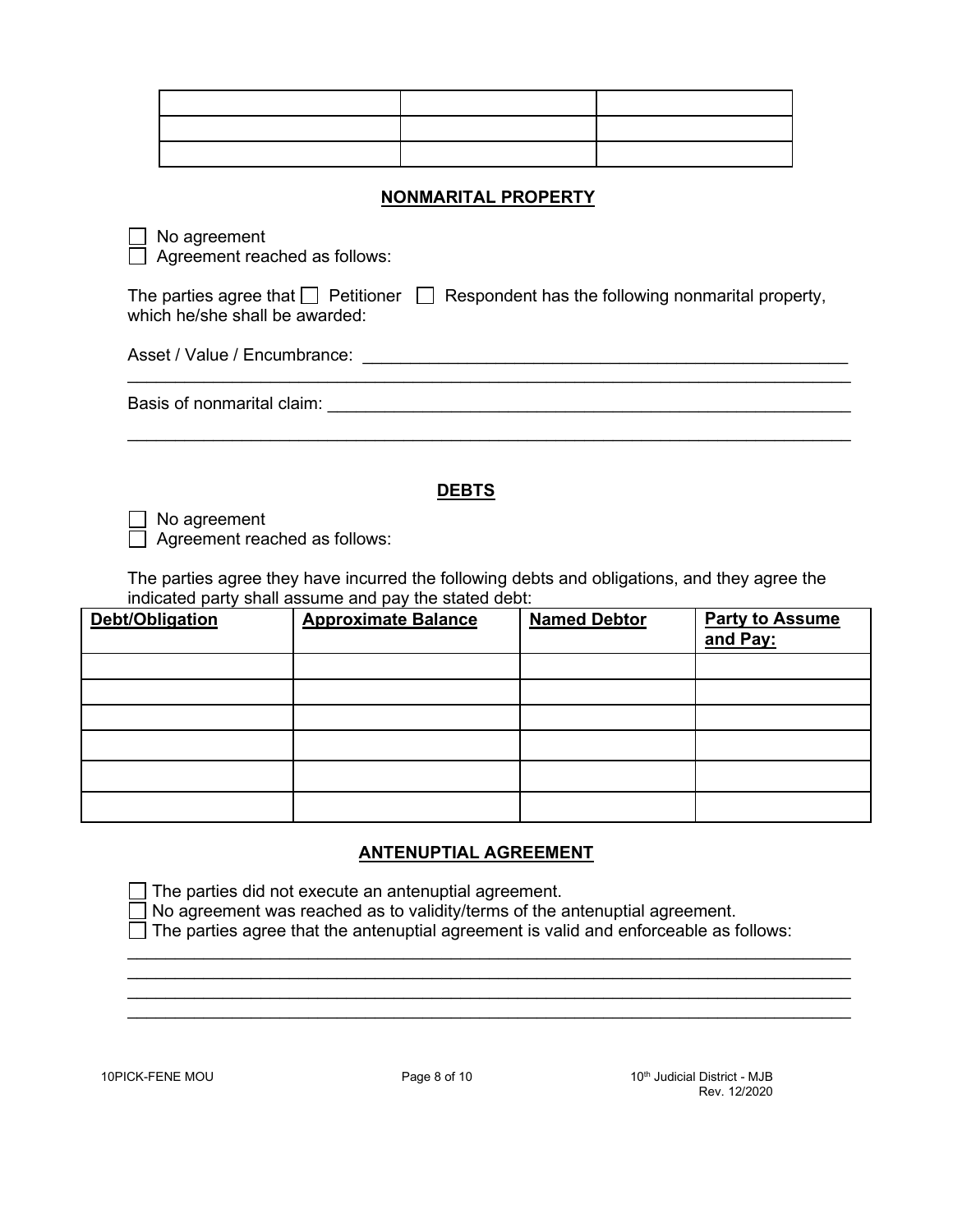| | | |
|---|---|---|
| | | |
| | | |
| | | |

## NONMARITAL PROPERTY

☐ No agreement
☐ Agreement reached as follows:

The parties agree that ☐ Petitioner ☐ Respondent has the following nonmarital property, which he/she shall be awarded:

Asset / Value / Encumbrance: ____________________________________________________
______________________________________________________________________________

Basis of nonmarital claim: ________________________________________________________
______________________________________________________________________________

## DEBTS

☐ No agreement
☐ Agreement reached as follows:

The parties agree they have incurred the following debts and obligations, and they agree the indicated party shall assume and pay the stated debt:

| Debt/Obligation | Approximate Balance | Named Debtor | Party to Assume and Pay: |
|---|---|---|---|
| | | | |
| | | | |
| | | | |
| | | | |
| | | | |
| | | | |

## ANTENUPTIAL AGREEMENT

☐ The parties did not execute an antenuptial agreement.
☐ No agreement was reached as to validity/terms of the antenuptial agreement.
☐ The parties agree that the antenuptial agreement is valid and enforceable as follows:

______________________________________________________________________________
______________________________________________________________________________
______________________________________________________________________________
______________________________________________________________________________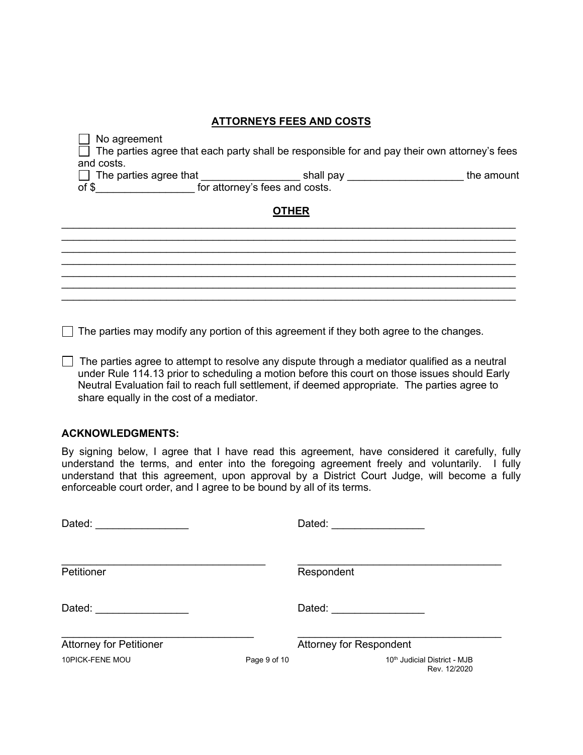## ATTORNEYS FEES AND COSTS

☐ No agreement

☐ The parties agree that each party shall be responsible for and pay their own attorney's fees and costs.

☐ The parties agree that _________________ shall pay ____________________ the amount of $_________________ for attorney's fees and costs.

## OTHER

_______________________________________________________________________________
_______________________________________________________________________________
_______________________________________________________________________________
_______________________________________________________________________________
_______________________________________________________________________________
_______________________________________________________________________________
_______________________________________________________________________________

☐ The parties may modify any portion of this agreement if they both agree to the changes.

☐ The parties agree to attempt to resolve any dispute through a mediator qualified as a neutral under Rule 114.13 prior to scheduling a motion before this court on those issues should Early Neutral Evaluation fail to reach full settlement, if deemed appropriate. The parties agree to share equally in the cost of a mediator.

**ACKNOWLEDGMENTS:**

By signing below, I agree that I have read this agreement, have considered it carefully, fully understand the terms, and enter into the foregoing agreement freely and voluntarily. I fully understand that this agreement, upon approval by a District Court Judge, will become a fully enforceable court order, and I agree to be bound by all of its terms.

Dated: ________________ Dated: ________________

___________________________________ ___________________________________
Petitioner Respondent

Dated: ________________ Dated: ________________

___________________________________ ___________________________________
Attorney for Petitioner Attorney for Respondent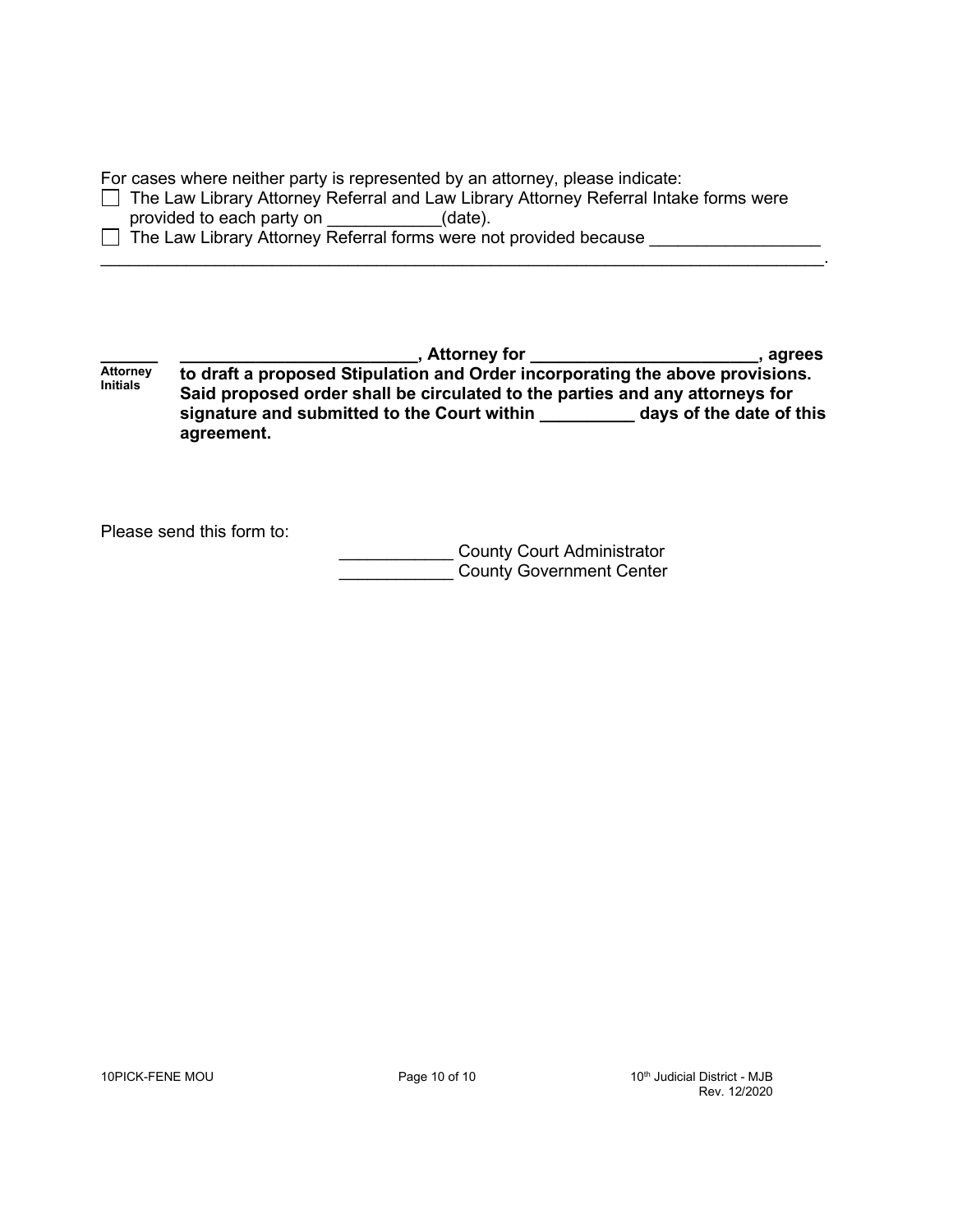For cases where neither party is represented by an attorney, please indicate:

☐ The Law Library Attorney Referral and Law Library Attorney Referral Intake forms were provided to each party on ____________(date).

☐ The Law Library Attorney Referral forms were not provided because __________________
______________________________________________________________________________.

______
Attorney Initials

**__________________________, Attorney for _________________________, agrees to draft a proposed Stipulation and Order incorporating the above provisions. Said proposed order shall be circulated to the parties and any attorneys for signature and submitted to the Court within __________ days of the date of this agreement.**

Please send this form to:

____________ County Court Administrator
____________ County Government Center

10PICK-FENE MOU

10th Judicial District - MJB
Rev. 12/2020